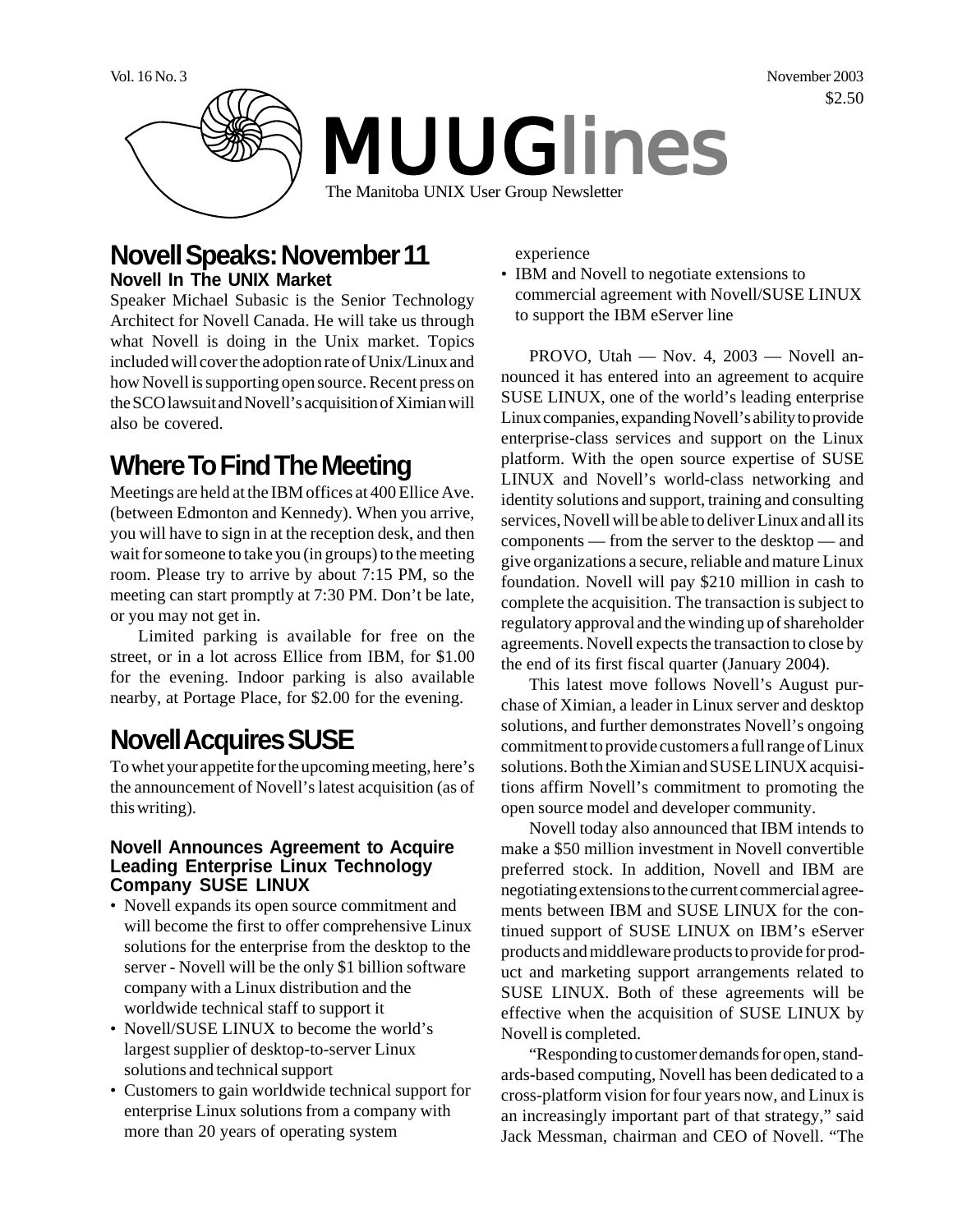Vol. 16 No. 3 November 2003
$2.50

# MUUGlines

The Manitoba UNIX User Group Newsletter

## Novell Speaks: November 11

### Novell In The UNIX Market

Speaker Michael Subasic is the Senior Technology Architect for Novell Canada. He will take us through what Novell is doing in the Unix market. Topics included will cover the adoption rate of Unix/Linux and how Novell is supporting open source. Recent press on the SCO lawsuit and Novell's acquisition of Ximian will also be covered.

## Where To Find The Meeting

Meetings are held at the IBM offices at 400 Ellice Ave. (between Edmonton and Kennedy). When you arrive, you will have to sign in at the reception desk, and then wait for someone to take you (in groups) to the meeting room. Please try to arrive by about 7:15 PM, so the meeting can start promptly at 7:30 PM. Don't be late, or you may not get in.

Limited parking is available for free on the street, or in a lot across Ellice from IBM, for $1.00 for the evening. Indoor parking is also available nearby, at Portage Place, for $2.00 for the evening.

## Novell Acquires SUSE

To whet your appetite for the upcoming meeting, here's the announcement of Novell's latest acquisition (as of this writing).

### Novell Announces Agreement to Acquire Leading Enterprise Linux Technology Company SUSE LINUX

- Novell expands its open source commitment and will become the first to offer comprehensive Linux solutions for the enterprise from the desktop to the server - Novell will be the only $1 billion software company with a Linux distribution and the worldwide technical staff to support it
- Novell/SUSE LINUX to become the world's largest supplier of desktop-to-server Linux solutions and technical support
- Customers to gain worldwide technical support for enterprise Linux solutions from a company with more than 20 years of operating system experience
- IBM and Novell to negotiate extensions to commercial agreement with Novell/SUSE LINUX to support the IBM eServer line

PROVO, Utah — Nov. 4, 2003 — Novell announced it has entered into an agreement to acquire SUSE LINUX, one of the world's leading enterprise Linux companies, expanding Novell's ability to provide enterprise-class services and support on the Linux platform. With the open source expertise of SUSE LINUX and Novell's world-class networking and identity solutions and support, training and consulting services, Novell will be able to deliver Linux and all its components — from the server to the desktop — and give organizations a secure, reliable and mature Linux foundation. Novell will pay $210 million in cash to complete the acquisition. The transaction is subject to regulatory approval and the winding up of shareholder agreements. Novell expects the transaction to close by the end of its first fiscal quarter (January 2004).

This latest move follows Novell's August purchase of Ximian, a leader in Linux server and desktop solutions, and further demonstrates Novell's ongoing commitment to provide customers a full range of Linux solutions. Both the Ximian and SUSE LINUX acquisitions affirm Novell's commitment to promoting the open source model and developer community.

Novell today also announced that IBM intends to make a $50 million investment in Novell convertible preferred stock. In addition, Novell and IBM are negotiating extensions to the current commercial agreements between IBM and SUSE LINUX for the continued support of SUSE LINUX on IBM's eServer products and middleware products to provide for product and marketing support arrangements related to SUSE LINUX. Both of these agreements will be effective when the acquisition of SUSE LINUX by Novell is completed.

"Responding to customer demands for open, standards-based computing, Novell has been dedicated to a cross-platform vision for four years now, and Linux is an increasingly important part of that strategy," said Jack Messman, chairman and CEO of Novell. "The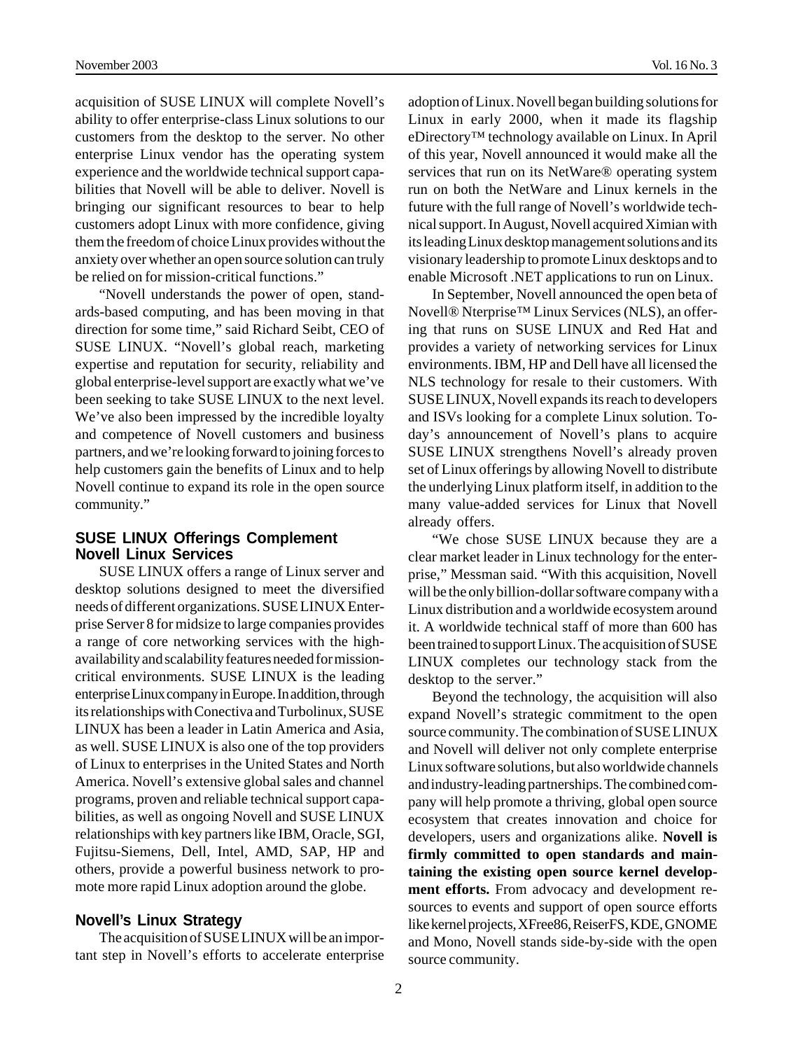acquisition of SUSE LINUX will complete Novell's ability to offer enterprise-class Linux solutions to our customers from the desktop to the server. No other enterprise Linux vendor has the operating system experience and the worldwide technical support capabilities that Novell will be able to deliver. Novell is bringing our significant resources to bear to help customers adopt Linux with more confidence, giving them the freedom of choice Linux provides without the anxiety over whether an open source solution can truly be relied on for mission-critical functions."

"Novell understands the power of open, standards-based computing, and has been moving in that direction for some time," said Richard Seibt, CEO of SUSE LINUX. "Novell's global reach, marketing expertise and reputation for security, reliability and global enterprise-level support are exactly what we've been seeking to take SUSE LINUX to the next level. We've also been impressed by the incredible loyalty and competence of Novell customers and business partners, and we're looking forward to joining forces to help customers gain the benefits of Linux and to help Novell continue to expand its role in the open source community."

### SUSE LINUX Offerings Complement Novell Linux Services

SUSE LINUX offers a range of Linux server and desktop solutions designed to meet the diversified needs of different organizations. SUSE LINUX Enterprise Server 8 for midsize to large companies provides a range of core networking services with the high-availability and scalability features needed for mission-critical environments. SUSE LINUX is the leading enterprise Linux company in Europe. In addition, through its relationships with Conectiva and Turbolinux, SUSE LINUX has been a leader in Latin America and Asia, as well. SUSE LINUX is also one of the top providers of Linux to enterprises in the United States and North America. Novell's extensive global sales and channel programs, proven and reliable technical support capabilities, as well as ongoing Novell and SUSE LINUX relationships with key partners like IBM, Oracle, SGI, Fujitsu-Siemens, Dell, Intel, AMD, SAP, HP and others, provide a powerful business network to promote more rapid Linux adoption around the globe.

### Novell's Linux Strategy

The acquisition of SUSE LINUX will be an important step in Novell's efforts to accelerate enterprise adoption of Linux. Novell began building solutions for Linux in early 2000, when it made its flagship eDirectory™ technology available on Linux. In April of this year, Novell announced it would make all the services that run on its NetWare® operating system run on both the NetWare and Linux kernels in the future with the full range of Novell's worldwide technical support. In August, Novell acquired Ximian with its leading Linux desktop management solutions and its visionary leadership to promote Linux desktops and to enable Microsoft .NET applications to run on Linux.

In September, Novell announced the open beta of Novell® Nterprise™ Linux Services (NLS), an offering that runs on SUSE LINUX and Red Hat and provides a variety of networking services for Linux environments. IBM, HP and Dell have all licensed the NLS technology for resale to their customers. With SUSE LINUX, Novell expands its reach to developers and ISVs looking for a complete Linux solution. Today's announcement of Novell's plans to acquire SUSE LINUX strengthens Novell's already proven set of Linux offerings by allowing Novell to distribute the underlying Linux platform itself, in addition to the many value-added services for Linux that Novell already offers.

"We chose SUSE LINUX because they are a clear market leader in Linux technology for the enterprise," Messman said. "With this acquisition, Novell will be the only billion-dollar software company with a Linux distribution and a worldwide ecosystem around it. A worldwide technical staff of more than 600 has been trained to support Linux. The acquisition of SUSE LINUX completes our technology stack from the desktop to the server."

Beyond the technology, the acquisition will also expand Novell's strategic commitment to the open source community. The combination of SUSE LINUX and Novell will deliver not only complete enterprise Linux software solutions, but also worldwide channels and industry-leading partnerships. The combined company will help promote a thriving, global open source ecosystem that creates innovation and choice for developers, users and organizations alike. **Novell is firmly committed to open standards and maintaining the existing open source kernel development efforts.** From advocacy and development resources to events and support of open source efforts like kernel projects, XFree86, ReiserFS, KDE, GNOME and Mono, Novell stands side-by-side with the open source community.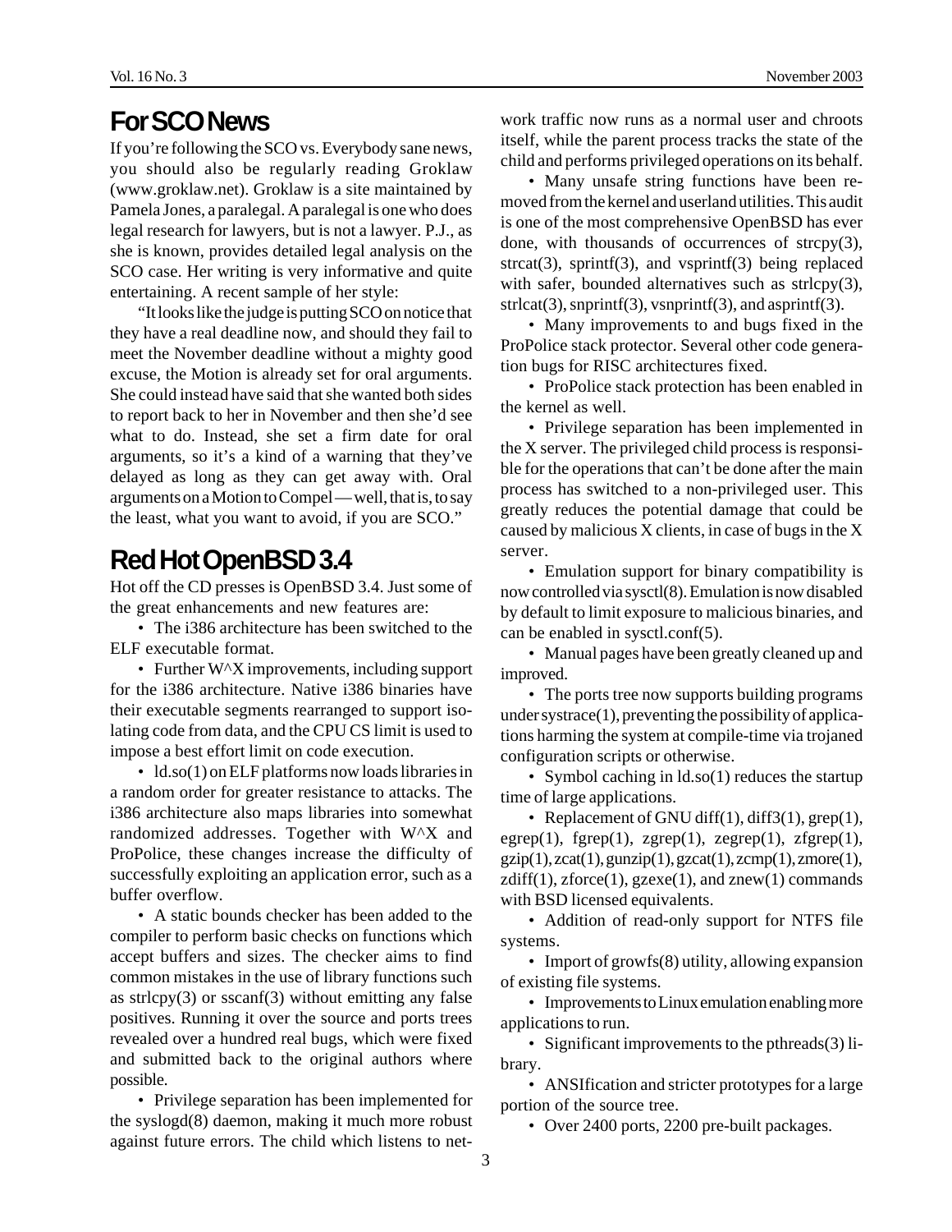## For SCO News

If you're following the SCO vs. Everybody sane news, you should also be regularly reading Groklaw (www.groklaw.net). Groklaw is a site maintained by Pamela Jones, a paralegal. A paralegal is one who does legal research for lawyers, but is not a lawyer. P.J., as she is known, provides detailed legal analysis on the SCO case. Her writing is very informative and quite entertaining. A recent sample of her style:

"It looks like the judge is putting SCO on notice that they have a real deadline now, and should they fail to meet the November deadline without a mighty good excuse, the Motion is already set for oral arguments. She could instead have said that she wanted both sides to report back to her in November and then she'd see what to do. Instead, she set a firm date for oral arguments, so it's a kind of a warning that they've delayed as long as they can get away with. Oral arguments on a Motion to Compel — well, that is, to say the least, what you want to avoid, if you are SCO."

## Red Hot OpenBSD 3.4

Hot off the CD presses is OpenBSD 3.4. Just some of the great enhancements and new features are:

- The i386 architecture has been switched to the ELF executable format.
- Further W^X improvements, including support for the i386 architecture. Native i386 binaries have their executable segments rearranged to support isolating code from data, and the CPU CS limit is used to impose a best effort limit on code execution.
- ld.so(1) on ELF platforms now loads libraries in a random order for greater resistance to attacks. The i386 architecture also maps libraries into somewhat randomized addresses. Together with W^X and ProPolice, these changes increase the difficulty of successfully exploiting an application error, such as a buffer overflow.
- A static bounds checker has been added to the compiler to perform basic checks on functions which accept buffers and sizes. The checker aims to find common mistakes in the use of library functions such as strlcpy(3) or sscanf(3) without emitting any false positives. Running it over the source and ports trees revealed over a hundred real bugs, which were fixed and submitted back to the original authors where possible.
- Privilege separation has been implemented for the syslogd(8) daemon, making it much more robust against future errors. The child which listens to network traffic now runs as a normal user and chroots itself, while the parent process tracks the state of the child and performs privileged operations on its behalf.
- Many unsafe string functions have been removed from the kernel and userland utilities. This audit is one of the most comprehensive OpenBSD has ever done, with thousands of occurrences of strcpy(3), strcat(3), sprintf(3), and vsprintf(3) being replaced with safer, bounded alternatives such as strlcpy(3), strlcat(3), snprintf(3), vsnprintf(3), and asprintf(3).
- Many improvements to and bugs fixed in the ProPolice stack protector. Several other code generation bugs for RISC architectures fixed.
- ProPolice stack protection has been enabled in the kernel as well.
- Privilege separation has been implemented in the X server. The privileged child process is responsible for the operations that can't be done after the main process has switched to a non-privileged user. This greatly reduces the potential damage that could be caused by malicious X clients, in case of bugs in the X server.
- Emulation support for binary compatibility is now controlled via sysctl(8). Emulation is now disabled by default to limit exposure to malicious binaries, and can be enabled in sysctl.conf(5).
- Manual pages have been greatly cleaned up and improved.
- The ports tree now supports building programs under systrace(1), preventing the possibility of applications harming the system at compile-time via trojaned configuration scripts or otherwise.
- Symbol caching in ld.so(1) reduces the startup time of large applications.
- Replacement of GNU diff(1), diff3(1), grep(1), egrep(1), fgrep(1), zgrep(1), zegrep(1), zfgrep(1), gzip(1), zcat(1), gunzip(1), gzcat(1), zcmp(1), zmore(1), zdiff(1), zforce(1), gzexe(1), and znew(1) commands with BSD licensed equivalents.
- Addition of read-only support for NTFS file systems.
- Import of growfs(8) utility, allowing expansion of existing file systems.
- Improvements to Linux emulation enabling more applications to run.
- Significant improvements to the pthreads(3) library.
- ANSIfication and stricter prototypes for a large portion of the source tree.
- Over 2400 ports, 2200 pre-built packages.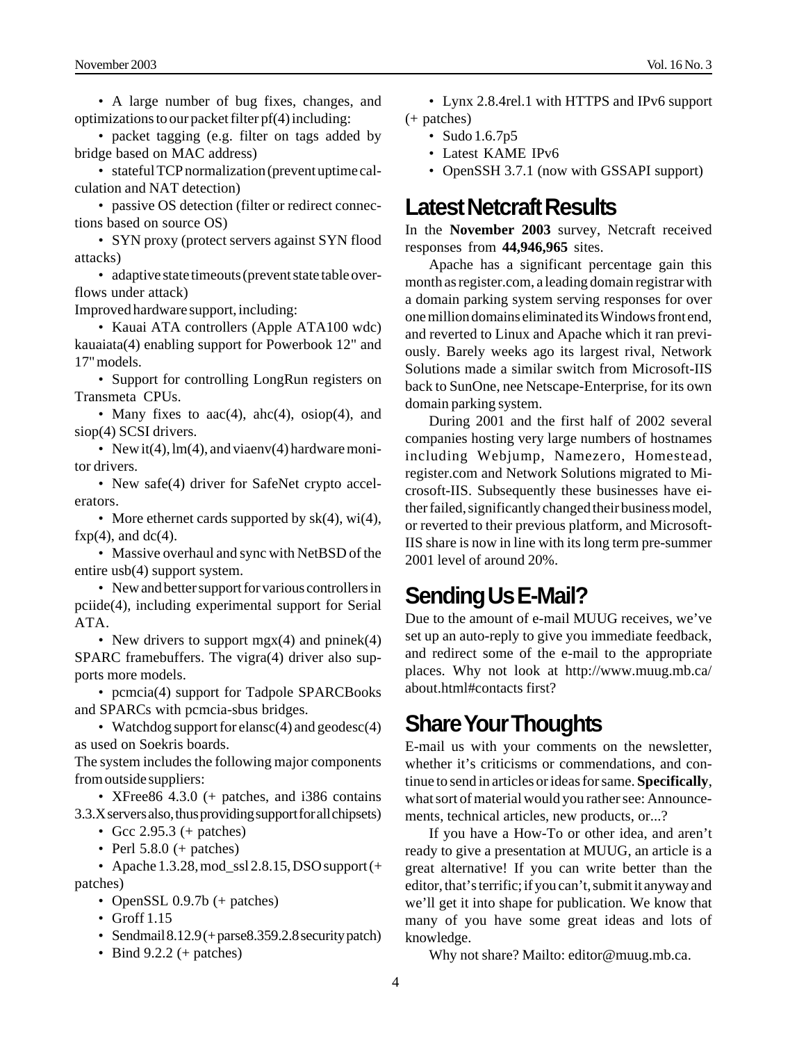- A large number of bug fixes, changes, and optimizations to our packet filter pf(4) including:
- packet tagging (e.g. filter on tags added by bridge based on MAC address)
- stateful TCP normalization (prevent uptime calculation and NAT detection)
- passive OS detection (filter or redirect connections based on source OS)
- SYN proxy (protect servers against SYN flood attacks)
- adaptive state timeouts (prevent state table overflows under attack)

Improved hardware support, including:

- Kauai ATA controllers (Apple ATA100 wdc) kauaiata(4) enabling support for Powerbook 12" and 17" models.
- Support for controlling LongRun registers on Transmeta CPUs.
- Many fixes to aac(4), ahc(4), osiop(4), and siop(4) SCSI drivers.
- New it(4), lm(4), and viaenv(4) hardware monitor drivers.
- New safe(4) driver for SafeNet crypto accelerators.
- More ethernet cards supported by sk(4), wi(4), fxp(4), and dc(4).
- Massive overhaul and sync with NetBSD of the entire usb(4) support system.
- New and better support for various controllers in pciide(4), including experimental support for Serial ATA.
- New drivers to support mgx(4) and pninek(4) SPARC framebuffers. The vigra(4) driver also supports more models.
- pcmcia(4) support for Tadpole SPARCBooks and SPARCs with pcmcia-sbus bridges.
- Watchdog support for elansc(4) and geodesc(4) as used on Soekris boards.

The system includes the following major components from outside suppliers:

- XFree86 4.3.0 (+ patches, and i386 contains 3.3.X servers also, thus providing support for all chipsets)
- Gcc 2.95.3 (+ patches)
- Perl 5.8.0 (+ patches)
- Apache 1.3.28, mod_ssl 2.8.15, DSO support (+ patches)
- OpenSSL 0.9.7b (+ patches)
- Groff 1.15
- Sendmail 8.12.9 (+ parse8.359.2.8 security patch)
- Bind 9.2.2 (+ patches)
- Lynx 2.8.4rel.1 with HTTPS and IPv6 support (+ patches)
- Sudo 1.6.7p5
- Latest KAME IPv6
- OpenSSH 3.7.1 (now with GSSAPI support)

## Latest Netcraft Results

In the **November 2003** survey, Netcraft received responses from **44,946,965** sites.

Apache has a significant percentage gain this month as register.com, a leading domain registrar with a domain parking system serving responses for over one million domains eliminated its Windows front end, and reverted to Linux and Apache which it ran previously. Barely weeks ago its largest rival, Network Solutions made a similar switch from Microsoft-IIS back to SunOne, nee Netscape-Enterprise, for its own domain parking system.

During 2001 and the first half of 2002 several companies hosting very large numbers of hostnames including Webjump, Namezero, Homestead, register.com and Network Solutions migrated to Microsoft-IIS. Subsequently these businesses have either failed, significantly changed their business model, or reverted to their previous platform, and Microsoft-IIS share is now in line with its long term pre-summer 2001 level of around 20%.

## Sending Us E-Mail?

Due to the amount of e-mail MUUG receives, we've set up an auto-reply to give you immediate feedback, and redirect some of the e-mail to the appropriate places. Why not look at http://www.muug.mb.ca/about.html#contacts first?

## Share Your Thoughts

E-mail us with your comments on the newsletter, whether it's criticisms or commendations, and continue to send in articles or ideas for same. **Specifically**, what sort of material would you rather see: Announcements, technical articles, new products, or...?

If you have a How-To or other idea, and aren't ready to give a presentation at MUUG, an article is a great alternative! If you can write better than the editor, that's terrific; if you can't, submit it anyway and we'll get it into shape for publication. We know that many of you have some great ideas and lots of knowledge.

Why not share? Mailto: editor@muug.mb.ca.